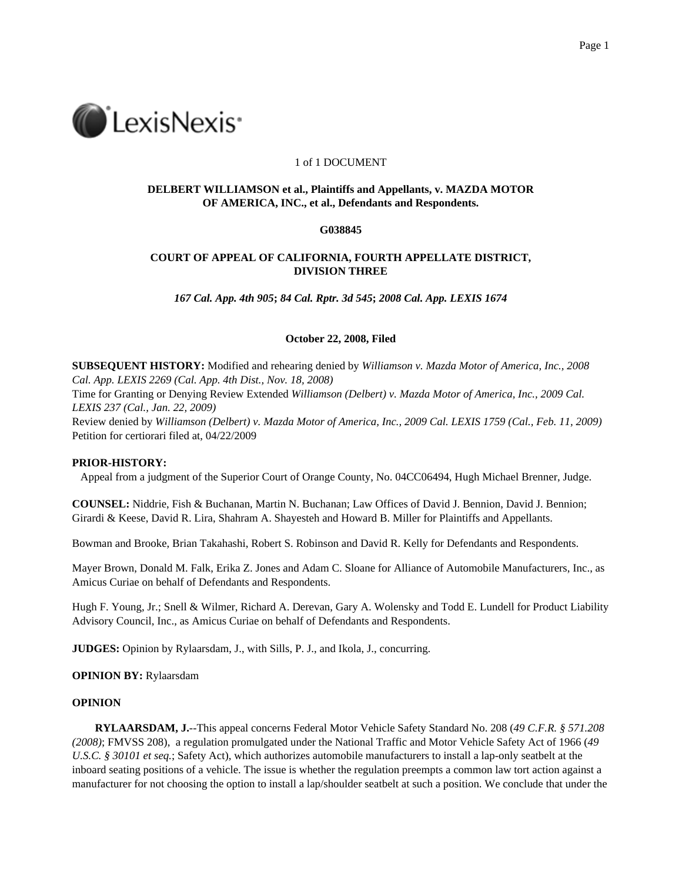1 of 1 DOCUMENT

**DELBERT WILLIAMSON et al., Plaintiffs and Appellants, v. MAZDA MOTOR OF AMERICA, INC., et al., Defendants and Respondents.**

**G038845**

**COURT OF APPEAL OF CALIFORNIA, FOURTH APPELLATE DISTRICT, DIVISION THREE**

***167 Cal. App. 4th 905*; *84 Cal. Rptr. 3d 545*; *2008 Cal. App. LEXIS 1674***

**October 22, 2008, Filed**

**SUBSEQUENT HISTORY:** Modified and rehearing denied by *Williamson v. Mazda Motor of America, Inc., 2008 Cal. App. LEXIS 2269 (Cal. App. 4th Dist., Nov. 18, 2008)*
Time for Granting or Denying Review Extended *Williamson (Delbert) v. Mazda Motor of America, Inc., 2009 Cal. LEXIS 237 (Cal., Jan. 22, 2009)*
Review denied by *Williamson (Delbert) v. Mazda Motor of America, Inc., 2009 Cal. LEXIS 1759 (Cal., Feb. 11, 2009)*
Petition for certiorari filed at, 04/22/2009

**PRIOR-HISTORY:**

Appeal from a judgment of the Superior Court of Orange County, No. 04CC06494, Hugh Michael Brenner, Judge.

**COUNSEL:** Niddrie, Fish & Buchanan, Martin N. Buchanan; Law Offices of David J. Bennion, David J. Bennion; Girardi & Keese, David R. Lira, Shahram A. Shayesteh and Howard B. Miller for Plaintiffs and Appellants.

Bowman and Brooke, Brian Takahashi, Robert S. Robinson and David R. Kelly for Defendants and Respondents.

Mayer Brown, Donald M. Falk, Erika Z. Jones and Adam C. Sloane for Alliance of Automobile Manufacturers, Inc., as Amicus Curiae on behalf of Defendants and Respondents.

Hugh F. Young, Jr.; Snell & Wilmer, Richard A. Derevan, Gary A. Wolensky and Todd E. Lundell for Product Liability Advisory Council, Inc., as Amicus Curiae on behalf of Defendants and Respondents.

**JUDGES:** Opinion by Rylaarsdam, J., with Sills, P. J., and Ikola, J., concurring.

**OPINION BY:** Rylaarsdam

**OPINION**

**RYLAARSDAM, J.**--This appeal concerns Federal Motor Vehicle Safety Standard No. 208 (*49 C.F.R. § 571.208 (2008)*; FMVSS 208), a regulation promulgated under the National Traffic and Motor Vehicle Safety Act of 1966 (*49 U.S.C. § 30101 et seq.*; Safety Act), which authorizes automobile manufacturers to install a lap-only seatbelt at the inboard seating positions of a vehicle. The issue is whether the regulation preempts a common law tort action against a manufacturer for not choosing the option to install a lap/shoulder seatbelt at such a position. We conclude that under the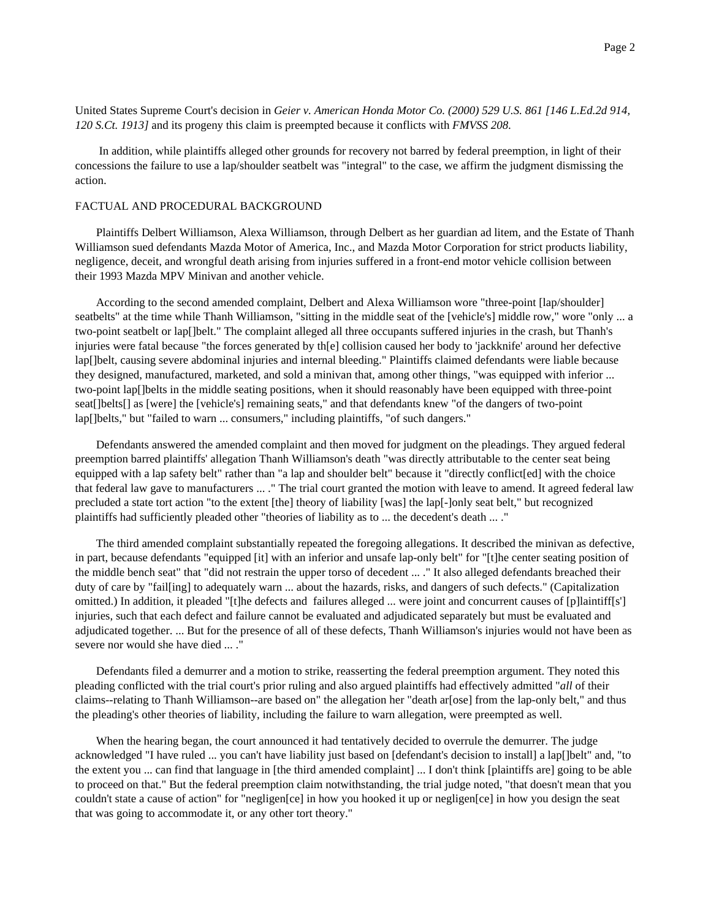United States Supreme Court's decision in *Geier v. American Honda Motor Co. (2000) 529 U.S. 861 [146 L.Ed.2d 914, 120 S.Ct. 1913]* and its progeny this claim is preempted because it conflicts with *FMVSS 208.*

In addition, while plaintiffs alleged other grounds for recovery not barred by federal preemption, in light of their concessions the failure to use a lap/shoulder seatbelt was "integral" to the case, we affirm the judgment dismissing the action.

FACTUAL AND PROCEDURAL BACKGROUND

Plaintiffs Delbert Williamson, Alexa Williamson, through Delbert as her guardian ad litem, and the Estate of Thanh Williamson sued defendants Mazda Motor of America, Inc., and Mazda Motor Corporation for strict products liability, negligence, deceit, and wrongful death arising from injuries suffered in a front-end motor vehicle collision between their 1993 Mazda MPV Minivan and another vehicle.

According to the second amended complaint, Delbert and Alexa Williamson wore "three-point [lap/shoulder] seatbelts" at the time while Thanh Williamson, "sitting in the middle seat of the [vehicle's] middle row," wore "only ... a two-point seatbelt or lap[]belt." The complaint alleged all three occupants suffered injuries in the crash, but Thanh's injuries were fatal because "the forces generated by th[e] collision caused her body to 'jackknife' around her defective lap[]belt, causing severe abdominal injuries and internal bleeding." Plaintiffs claimed defendants were liable because they designed, manufactured, marketed, and sold a minivan that, among other things, "was equipped with inferior ... two-point lap[]belts in the middle seating positions, when it should reasonably have been equipped with three-point seat[]belts[] as [were] the [vehicle's] remaining seats," and that defendants knew "of the dangers of two-point lap[]belts," but "failed to warn ... consumers," including plaintiffs, "of such dangers."

Defendants answered the amended complaint and then moved for judgment on the pleadings. They argued federal preemption barred plaintiffs' allegation Thanh Williamson's death "was directly attributable to the center seat being equipped with a lap safety belt" rather than "a lap and shoulder belt" because it "directly conflict[ed] with the choice that federal law gave to manufacturers ... ." The trial court granted the motion with leave to amend. It agreed federal law precluded a state tort action "to the extent [the] theory of liability [was] the lap[-]only seat belt," but recognized plaintiffs had sufficiently pleaded other "theories of liability as to ... the decedent's death ... ."

The third amended complaint substantially repeated the foregoing allegations. It described the minivan as defective, in part, because defendants "equipped [it] with an inferior and unsafe lap-only belt" for "[t]he center seating position of the middle bench seat" that "did not restrain the upper torso of decedent ... ." It also alleged defendants breached their duty of care by "fail[ing] to adequately warn ... about the hazards, risks, and dangers of such defects." (Capitalization omitted.) In addition, it pleaded "[t]he defects and failures alleged ... were joint and concurrent causes of [p]laintiff[s'] injuries, such that each defect and failure cannot be evaluated and adjudicated separately but must be evaluated and adjudicated together. ... But for the presence of all of these defects, Thanh Williamson's injuries would not have been as severe nor would she have died ... ."

Defendants filed a demurrer and a motion to strike, reasserting the federal preemption argument. They noted this pleading conflicted with the trial court's prior ruling and also argued plaintiffs had effectively admitted "*all* of their claims--relating to Thanh Williamson--are based on" the allegation her "death ar[ose] from the lap-only belt," and thus the pleading's other theories of liability, including the failure to warn allegation, were preempted as well.

When the hearing began, the court announced it had tentatively decided to overrule the demurrer. The judge acknowledged "I have ruled ... you can't have liability just based on [defendant's decision to install] a lap[]belt" and, "to the extent you ... can find that language in [the third amended complaint] ... I don't think [plaintiffs are] going to be able to proceed on that." But the federal preemption claim notwithstanding, the trial judge noted, "that doesn't mean that you couldn't state a cause of action" for "negligen[ce] in how you hooked it up or negligen[ce] in how you design the seat that was going to accommodate it, or any other tort theory."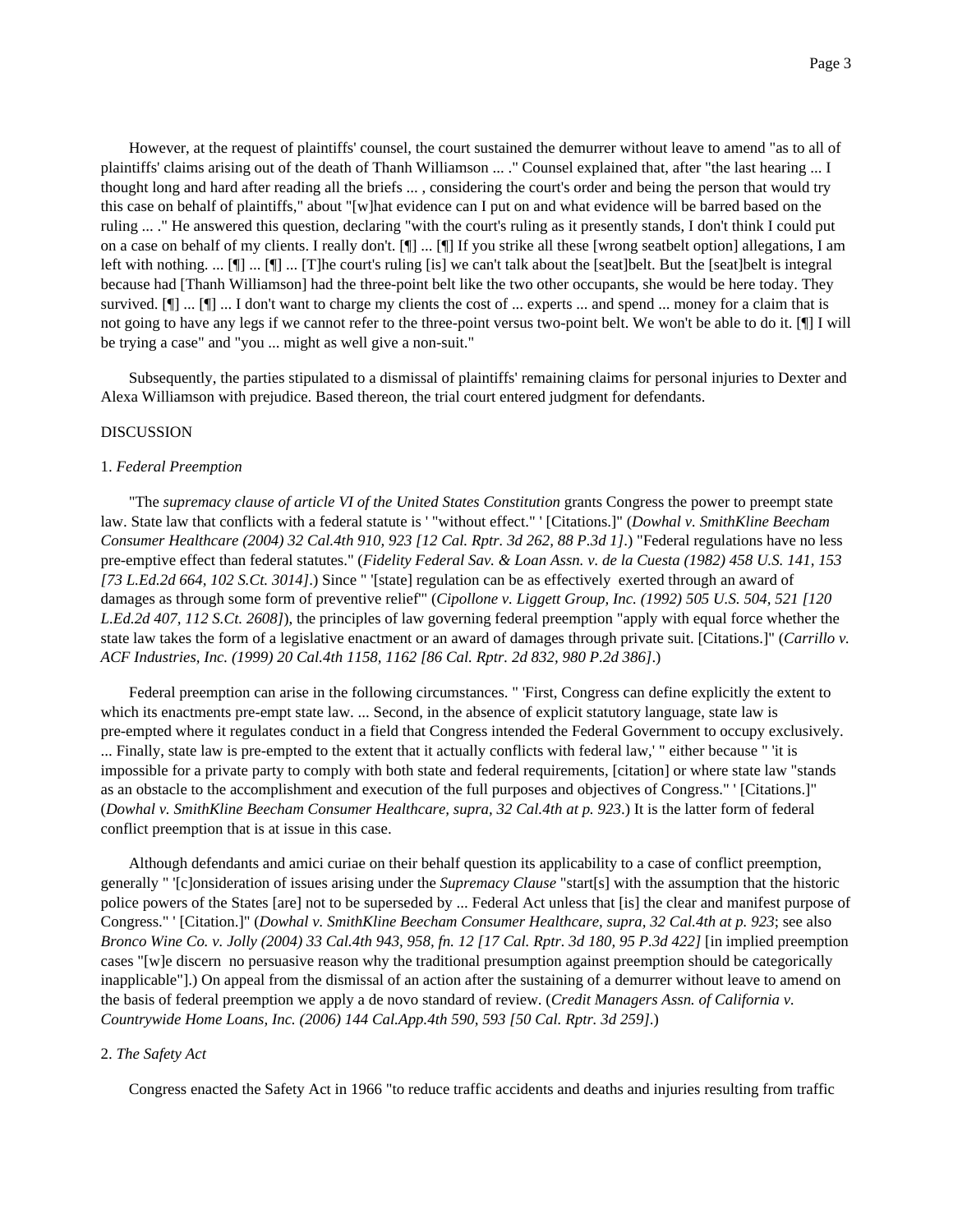However, at the request of plaintiffs' counsel, the court sustained the demurrer without leave to amend "as to all of plaintiffs' claims arising out of the death of Thanh Williamson ... ." Counsel explained that, after "the last hearing ... I thought long and hard after reading all the briefs ... , considering the court's order and being the person that would try this case on behalf of plaintiffs," about "[w]hat evidence can I put on and what evidence will be barred based on the ruling ... ." He answered this question, declaring "with the court's ruling as it presently stands, I don't think I could put on a case on behalf of my clients. I really don't. [¶] ... [¶] If you strike all these [wrong seatbelt option] allegations, I am left with nothing. ... [¶] ... [¶] ... [T]he court's ruling [is] we can't talk about the [seat]belt. But the [seat]belt is integral because had [Thanh Williamson] had the three-point belt like the two other occupants, she would be here today. They survived. [¶] ... [¶] ... I don't want to charge my clients the cost of ... experts ... and spend ... money for a claim that is not going to have any legs if we cannot refer to the three-point versus two-point belt. We won't be able to do it. [¶] I will be trying a case" and "you ... might as well give a non-suit."

Subsequently, the parties stipulated to a dismissal of plaintiffs' remaining claims for personal injuries to Dexter and Alexa Williamson with prejudice. Based thereon, the trial court entered judgment for defendants.

DISCUSSION

1. *Federal Preemption*

"The *supremacy clause of article VI of the United States Constitution* grants Congress the power to preempt state law. State law that conflicts with a federal statute is ' "without effect." ' [Citations.]" (*Dowhal v. SmithKline Beecham Consumer Healthcare (2004) 32 Cal.4th 910, 923 [12 Cal. Rptr. 3d 262, 88 P.3d 1]*.) "Federal regulations have no less pre-emptive effect than federal statutes." (*Fidelity Federal Sav. & Loan Assn. v. de la Cuesta (1982) 458 U.S. 141, 153 [73 L.Ed.2d 664, 102 S.Ct. 3014]*.) Since " '[state] regulation can be as effectively exerted through an award of damages as through some form of preventive relief'" (*Cipollone v. Liggett Group, Inc. (1992) 505 U.S. 504, 521 [120 L.Ed.2d 407, 112 S.Ct. 2608]*), the principles of law governing federal preemption "apply with equal force whether the state law takes the form of a legislative enactment or an award of damages through private suit. [Citations.]" (*Carrillo v. ACF Industries, Inc. (1999) 20 Cal.4th 1158, 1162 [86 Cal. Rptr. 2d 832, 980 P.2d 386]*.)

Federal preemption can arise in the following circumstances. " 'First, Congress can define explicitly the extent to which its enactments pre-empt state law. ... Second, in the absence of explicit statutory language, state law is pre-empted where it regulates conduct in a field that Congress intended the Federal Government to occupy exclusively. ... Finally, state law is pre-empted to the extent that it actually conflicts with federal law,' " either because " 'it is impossible for a private party to comply with both state and federal requirements, [citation] or where state law "stands as an obstacle to the accomplishment and execution of the full purposes and objectives of Congress." ' [Citations.]" (*Dowhal v. SmithKline Beecham Consumer Healthcare, supra, 32 Cal.4th at p. 923*.) It is the latter form of federal conflict preemption that is at issue in this case.

Although defendants and amici curiae on their behalf question its applicability to a case of conflict preemption, generally " '[c]onsideration of issues arising under the *Supremacy Clause* "start[s] with the assumption that the historic police powers of the States [are] not to be superseded by ... Federal Act unless that [is] the clear and manifest purpose of Congress." ' [Citation.]" (*Dowhal v. SmithKline Beecham Consumer Healthcare, supra, 32 Cal.4th at p. 923*; see also *Bronco Wine Co. v. Jolly (2004) 33 Cal.4th 943, 958, fn. 12 [17 Cal. Rptr. 3d 180, 95 P.3d 422]* [in implied preemption cases "[w]e discern no persuasive reason why the traditional presumption against preemption should be categorically inapplicable"].) On appeal from the dismissal of an action after the sustaining of a demurrer without leave to amend on the basis of federal preemption we apply a de novo standard of review. (*Credit Managers Assn. of California v. Countrywide Home Loans, Inc. (2006) 144 Cal.App.4th 590, 593 [50 Cal. Rptr. 3d 259]*.)

2. *The Safety Act*

Congress enacted the Safety Act in 1966 "to reduce traffic accidents and deaths and injuries resulting from traffic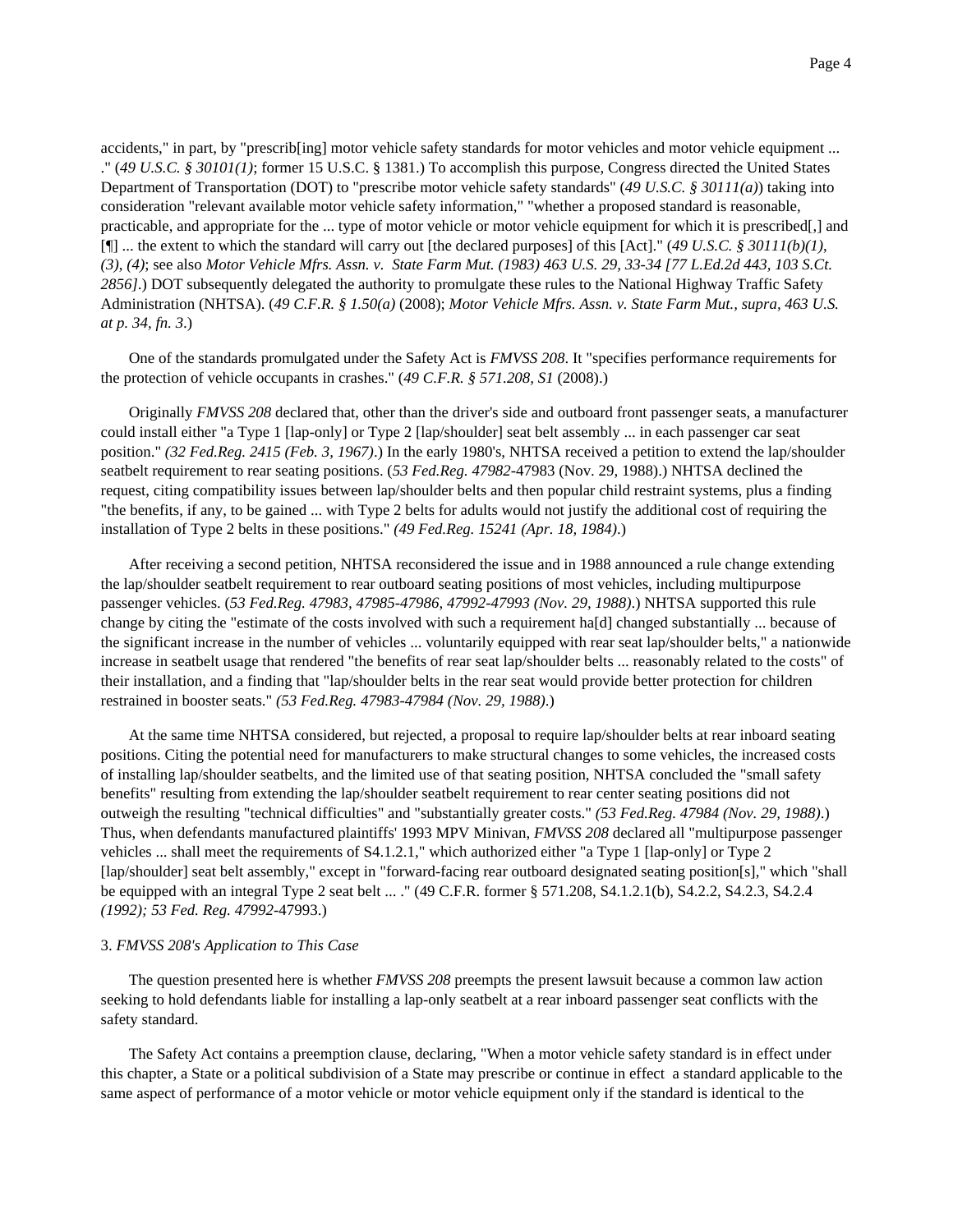accidents," in part, by "prescrib[ing] motor vehicle safety standards for motor vehicles and motor vehicle equipment ... ." (*49 U.S.C. § 30101(1)*; former 15 U.S.C. § 1381.) To accomplish this purpose, Congress directed the United States Department of Transportation (DOT) to "prescribe motor vehicle safety standards" (*49 U.S.C. § 30111(a)*) taking into consideration "relevant available motor vehicle safety information," "whether a proposed standard is reasonable, practicable, and appropriate for the ... type of motor vehicle or motor vehicle equipment for which it is prescribed[,] and [¶] ... the extent to which the standard will carry out [the declared purposes] of this [Act]." (*49 U.S.C. § 30111(b)(1), (3), (4)*; see also *Motor Vehicle Mfrs. Assn. v. State Farm Mut. (1983) 463 U.S. 29, 33-34 [77 L.Ed.2d 443, 103 S.Ct. 2856]*.) DOT subsequently delegated the authority to promulgate these rules to the National Highway Traffic Safety Administration (NHTSA). (*49 C.F.R. § 1.50(a)* (2008); *Motor Vehicle Mfrs. Assn. v. State Farm Mut., supra, 463 U.S. at p. 34, fn. 3*.)

One of the standards promulgated under the Safety Act is *FMVSS 208*. It "specifies performance requirements for the protection of vehicle occupants in crashes." (*49 C.F.R. § 571.208, S1* (2008).)

Originally *FMVSS 208* declared that, other than the driver's side and outboard front passenger seats, a manufacturer could install either "a Type 1 [lap-only] or Type 2 [lap/shoulder] seat belt assembly ... in each passenger car seat position." *(32 Fed.Reg. 2415 (Feb. 3, 1967)*.) In the early 1980's, NHTSA received a petition to extend the lap/shoulder seatbelt requirement to rear seating positions. (*53 Fed.Reg. 47982*-47983 (Nov. 29, 1988).) NHTSA declined the request, citing compatibility issues between lap/shoulder belts and then popular child restraint systems, plus a finding "the benefits, if any, to be gained ... with Type 2 belts for adults would not justify the additional cost of requiring the installation of Type 2 belts in these positions." *(49 Fed.Reg. 15241 (Apr. 18, 1984)*.)

After receiving a second petition, NHTSA reconsidered the issue and in 1988 announced a rule change extending the lap/shoulder seatbelt requirement to rear outboard seating positions of most vehicles, including multipurpose passenger vehicles. (*53 Fed.Reg. 47983, 47985-47986, 47992-47993 (Nov. 29, 1988)*.) NHTSA supported this rule change by citing the "estimate of the costs involved with such a requirement ha[d] changed substantially ... because of the significant increase in the number of vehicles ... voluntarily equipped with rear seat lap/shoulder belts," a nationwide increase in seatbelt usage that rendered "the benefits of rear seat lap/shoulder belts ... reasonably related to the costs" of their installation, and a finding that "lap/shoulder belts in the rear seat would provide better protection for children restrained in booster seats." *(53 Fed.Reg. 47983-47984 (Nov. 29, 1988)*.)

At the same time NHTSA considered, but rejected, a proposal to require lap/shoulder belts at rear inboard seating positions. Citing the potential need for manufacturers to make structural changes to some vehicles, the increased costs of installing lap/shoulder seatbelts, and the limited use of that seating position, NHTSA concluded the "small safety benefits" resulting from extending the lap/shoulder seatbelt requirement to rear center seating positions did not outweigh the resulting "technical difficulties" and "substantially greater costs." *(53 Fed.Reg. 47984 (Nov. 29, 1988)*.) Thus, when defendants manufactured plaintiffs' 1993 MPV Minivan, *FMVSS 208* declared all "multipurpose passenger vehicles ... shall meet the requirements of S4.1.2.1," which authorized either "a Type 1 [lap-only] or Type 2 [lap/shoulder] seat belt assembly," except in "forward-facing rear outboard designated seating position[s]," which "shall be equipped with an integral Type 2 seat belt ... ." (49 C.F.R. former § 571.208, S4.1.2.1(b), S4.2.2, S4.2.3, S4.2.4 *(1992); 53 Fed. Reg. 47992*-47993.)

3. *FMVSS 208's Application to This Case*

The question presented here is whether *FMVSS 208* preempts the present lawsuit because a common law action seeking to hold defendants liable for installing a lap-only seatbelt at a rear inboard passenger seat conflicts with the safety standard.

The Safety Act contains a preemption clause, declaring, "When a motor vehicle safety standard is in effect under this chapter, a State or a political subdivision of a State may prescribe or continue in effect a standard applicable to the same aspect of performance of a motor vehicle or motor vehicle equipment only if the standard is identical to the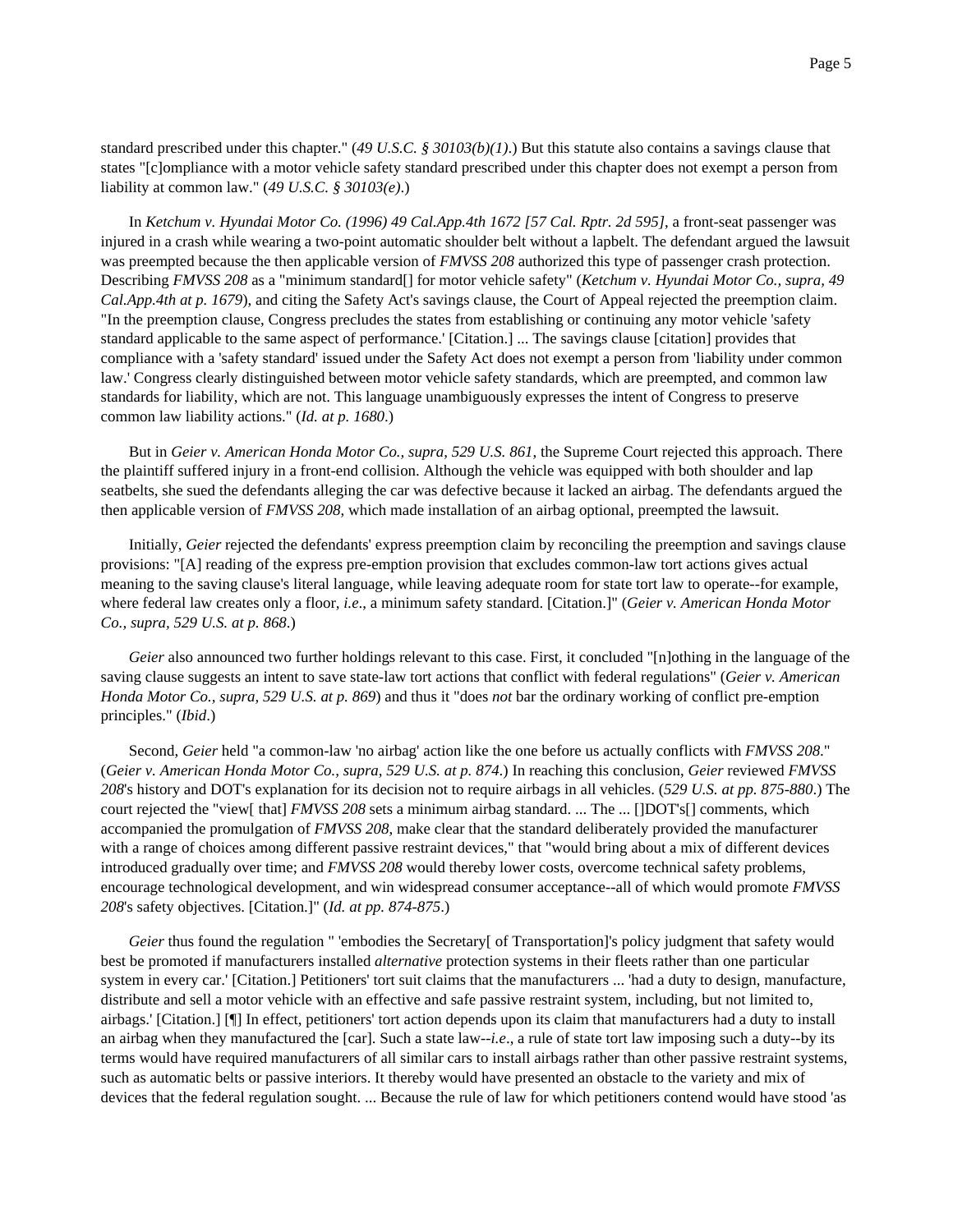standard prescribed under this chapter." (*49 U.S.C. § 30103(b)(1)*.) But this statute also contains a savings clause that states "[c]ompliance with a motor vehicle safety standard prescribed under this chapter does not exempt a person from liability at common law." (*49 U.S.C. § 30103(e)*.)

In *Ketchum v. Hyundai Motor Co. (1996) 49 Cal.App.4th 1672 [57 Cal. Rptr. 2d 595]*, a front-seat passenger was injured in a crash while wearing a two-point automatic shoulder belt without a lapbelt. The defendant argued the lawsuit was preempted because the then applicable version of *FMVSS 208* authorized this type of passenger crash protection. Describing *FMVSS 208* as a "minimum standard[] for motor vehicle safety" (*Ketchum v. Hyundai Motor Co., supra, 49 Cal.App.4th at p. 1679*), and citing the Safety Act's savings clause, the Court of Appeal rejected the preemption claim. "In the preemption clause, Congress precludes the states from establishing or continuing any motor vehicle 'safety standard applicable to the same aspect of performance.' [Citation.] ... The savings clause [citation] provides that compliance with a 'safety standard' issued under the Safety Act does not exempt a person from 'liability under common law.' Congress clearly distinguished between motor vehicle safety standards, which are preempted, and common law standards for liability, which are not. This language unambiguously expresses the intent of Congress to preserve common law liability actions." (*Id. at p. 1680*.)

But in *Geier v. American Honda Motor Co., supra, 529 U.S. 861*, the Supreme Court rejected this approach. There the plaintiff suffered injury in a front-end collision. Although the vehicle was equipped with both shoulder and lap seatbelts, she sued the defendants alleging the car was defective because it lacked an airbag. The defendants argued the then applicable version of *FMVSS 208*, which made installation of an airbag optional, preempted the lawsuit.

Initially, *Geier* rejected the defendants' express preemption claim by reconciling the preemption and savings clause provisions: "[A] reading of the express pre-emption provision that excludes common-law tort actions gives actual meaning to the saving clause's literal language, while leaving adequate room for state tort law to operate--for example, where federal law creates only a floor, *i.e*., a minimum safety standard. [Citation.]" (*Geier v. American Honda Motor Co., supra, 529 U.S. at p. 868*.)

*Geier* also announced two further holdings relevant to this case. First, it concluded "[n]othing in the language of the saving clause suggests an intent to save state-law tort actions that conflict with federal regulations" (*Geier v. American Honda Motor Co., supra, 529 U.S. at p. 869*) and thus it "does *not* bar the ordinary working of conflict pre-emption principles." (*Ibid*.)

Second, *Geier* held "a common-law 'no airbag' action like the one before us actually conflicts with *FMVSS 208*." (*Geier v. American Honda Motor Co., supra, 529 U.S. at p. 874*.) In reaching this conclusion, *Geier* reviewed *FMVSS 208*'s history and DOT's explanation for its decision not to require airbags in all vehicles. (*529 U.S. at pp. 875-880*.) The court rejected the "view[ that] *FMVSS 208* sets a minimum airbag standard. ... The ... []DOT's[] comments, which accompanied the promulgation of *FMVSS 208*, make clear that the standard deliberately provided the manufacturer with a range of choices among different passive restraint devices," that "would bring about a mix of different devices introduced gradually over time; and *FMVSS 208* would thereby lower costs, overcome technical safety problems, encourage technological development, and win widespread consumer acceptance--all of which would promote *FMVSS 208*'s safety objectives. [Citation.]" (*Id. at pp. 874-875*.)

*Geier* thus found the regulation " 'embodies the Secretary[ of Transportation]'s policy judgment that safety would best be promoted if manufacturers installed *alternative* protection systems in their fleets rather than one particular system in every car.' [Citation.] Petitioners' tort suit claims that the manufacturers ... 'had a duty to design, manufacture, distribute and sell a motor vehicle with an effective and safe passive restraint system, including, but not limited to, airbags.' [Citation.] [¶] In effect, petitioners' tort action depends upon its claim that manufacturers had a duty to install an airbag when they manufactured the [car]. Such a state law--*i.e*., a rule of state tort law imposing such a duty--by its terms would have required manufacturers of all similar cars to install airbags rather than other passive restraint systems, such as automatic belts or passive interiors. It thereby would have presented an obstacle to the variety and mix of devices that the federal regulation sought. ... Because the rule of law for which petitioners contend would have stood 'as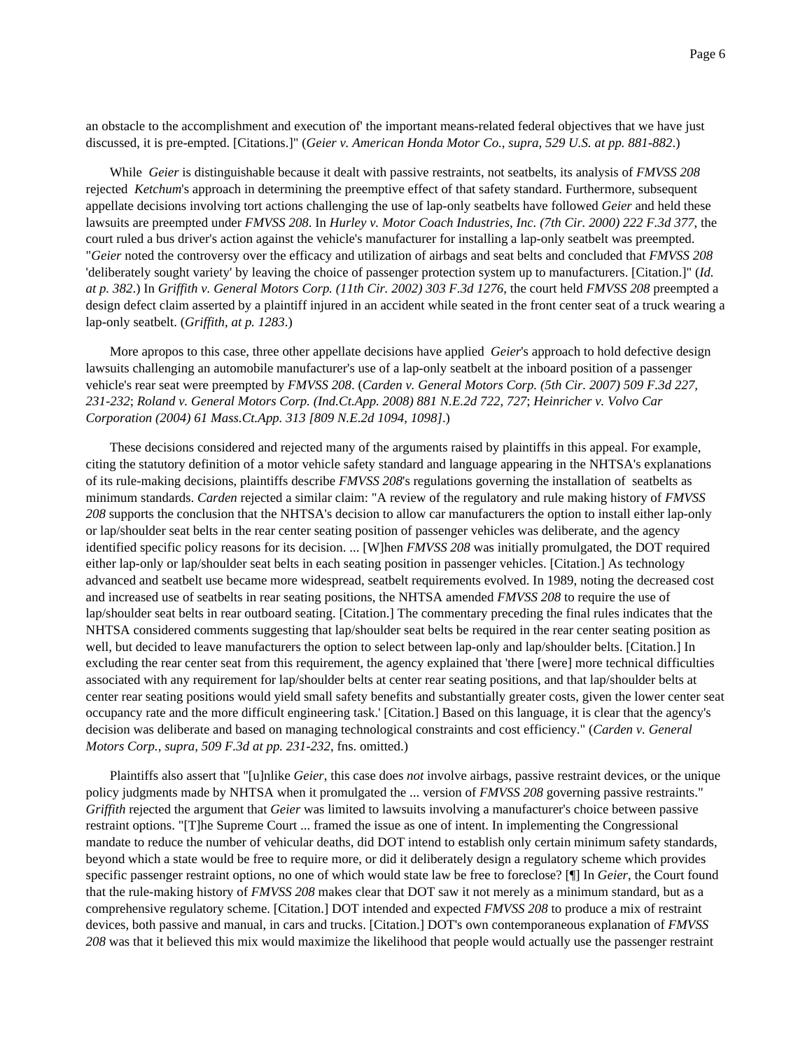an obstacle to the accomplishment and execution of' the important means-related federal objectives that we have just discussed, it is pre-empted. [Citations.]" (*Geier v. American Honda Motor Co., supra, 529 U.S. at pp. 881-882*.)

While *Geier* is distinguishable because it dealt with passive restraints, not seatbelts, its analysis of *FMVSS 208* rejected *Ketchum*'s approach in determining the preemptive effect of that safety standard. Furthermore, subsequent appellate decisions involving tort actions challenging the use of lap-only seatbelts have followed *Geier* and held these lawsuits are preempted under *FMVSS 208*. In *Hurley v. Motor Coach Industries, Inc. (7th Cir. 2000) 222 F.3d 377*, the court ruled a bus driver's action against the vehicle's manufacturer for installing a lap-only seatbelt was preempted. "*Geier* noted the controversy over the efficacy and utilization of airbags and seat belts and concluded that *FMVSS 208* 'deliberately sought variety' by leaving the choice of passenger protection system up to manufacturers. [Citation.]" (*Id. at p. 382*.) In *Griffith v. General Motors Corp. (11th Cir. 2002) 303 F.3d 1276*, the court held *FMVSS 208* preempted a design defect claim asserted by a plaintiff injured in an accident while seated in the front center seat of a truck wearing a lap-only seatbelt. (*Griffith, at p. 1283*.)

More apropos to this case, three other appellate decisions have applied *Geier*'s approach to hold defective design lawsuits challenging an automobile manufacturer's use of a lap-only seatbelt at the inboard position of a passenger vehicle's rear seat were preempted by *FMVSS 208*. (*Carden v. General Motors Corp. (5th Cir. 2007) 509 F.3d 227, 231-232*; *Roland v. General Motors Corp. (Ind.Ct.App. 2008) 881 N.E.2d 722, 727*; *Heinricher v. Volvo Car Corporation (2004) 61 Mass.Ct.App. 313 [809 N.E.2d 1094, 1098]*.)

These decisions considered and rejected many of the arguments raised by plaintiffs in this appeal. For example, citing the statutory definition of a motor vehicle safety standard and language appearing in the NHTSA's explanations of its rule-making decisions, plaintiffs describe *FMVSS 208*'s regulations governing the installation of seatbelts as minimum standards. *Carden* rejected a similar claim: "A review of the regulatory and rule making history of *FMVSS 208* supports the conclusion that the NHTSA's decision to allow car manufacturers the option to install either lap-only or lap/shoulder seat belts in the rear center seating position of passenger vehicles was deliberate, and the agency identified specific policy reasons for its decision. ... [W]hen *FMVSS 208* was initially promulgated, the DOT required either lap-only or lap/shoulder seat belts in each seating position in passenger vehicles. [Citation.] As technology advanced and seatbelt use became more widespread, seatbelt requirements evolved. In 1989, noting the decreased cost and increased use of seatbelts in rear seating positions, the NHTSA amended *FMVSS 208* to require the use of lap/shoulder seat belts in rear outboard seating. [Citation.] The commentary preceding the final rules indicates that the NHTSA considered comments suggesting that lap/shoulder seat belts be required in the rear center seating position as well, but decided to leave manufacturers the option to select between lap-only and lap/shoulder belts. [Citation.] In excluding the rear center seat from this requirement, the agency explained that 'there [were] more technical difficulties associated with any requirement for lap/shoulder belts at center rear seating positions, and that lap/shoulder belts at center rear seating positions would yield small safety benefits and substantially greater costs, given the lower center seat occupancy rate and the more difficult engineering task.' [Citation.] Based on this language, it is clear that the agency's decision was deliberate and based on managing technological constraints and cost efficiency." (*Carden v. General Motors Corp., supra, 509 F.3d at pp. 231-232*, fns. omitted.)

Plaintiffs also assert that "[u]nlike *Geier*, this case does *not* involve airbags, passive restraint devices, or the unique policy judgments made by NHTSA when it promulgated the ... version of *FMVSS 208* governing passive restraints." *Griffith* rejected the argument that *Geier* was limited to lawsuits involving a manufacturer's choice between passive restraint options. "[T]he Supreme Court ... framed the issue as one of intent. In implementing the Congressional mandate to reduce the number of vehicular deaths, did DOT intend to establish only certain minimum safety standards, beyond which a state would be free to require more, or did it deliberately design a regulatory scheme which provides specific passenger restraint options, no one of which would state law be free to foreclose? [¶] In *Geier*, the Court found that the rule-making history of *FMVSS 208* makes clear that DOT saw it not merely as a minimum standard, but as a comprehensive regulatory scheme. [Citation.] DOT intended and expected *FMVSS 208* to produce a mix of restraint devices, both passive and manual, in cars and trucks. [Citation.] DOT's own contemporaneous explanation of *FMVSS 208* was that it believed this mix would maximize the likelihood that people would actually use the passenger restraint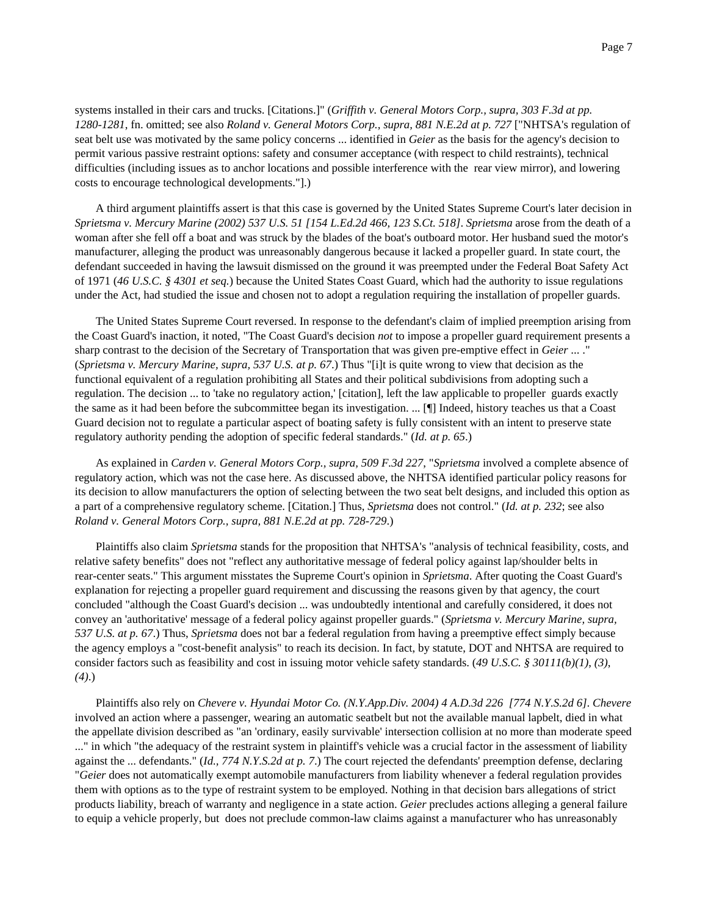systems installed in their cars and trucks. [Citations.]" (*Griffith v. General Motors Corp., supra, 303 F.3d at pp. 1280-1281*, fn. omitted; see also *Roland v. General Motors Corp., supra, 881 N.E.2d at p. 727* ["NHTSA's regulation of seat belt use was motivated by the same policy concerns ... identified in *Geier* as the basis for the agency's decision to permit various passive restraint options: safety and consumer acceptance (with respect to child restraints), technical difficulties (including issues as to anchor locations and possible interference with the rear view mirror), and lowering costs to encourage technological developments."].)

A third argument plaintiffs assert is that this case is governed by the United States Supreme Court's later decision in *Sprietsma v. Mercury Marine (2002) 537 U.S. 51 [154 L.Ed.2d 466, 123 S.Ct. 518]*. *Sprietsma* arose from the death of a woman after she fell off a boat and was struck by the blades of the boat's outboard motor. Her husband sued the motor's manufacturer, alleging the product was unreasonably dangerous because it lacked a propeller guard. In state court, the defendant succeeded in having the lawsuit dismissed on the ground it was preempted under the Federal Boat Safety Act of 1971 (*46 U.S.C. § 4301 et seq.*) because the United States Coast Guard, which had the authority to issue regulations under the Act, had studied the issue and chosen not to adopt a regulation requiring the installation of propeller guards.

The United States Supreme Court reversed. In response to the defendant's claim of implied preemption arising from the Coast Guard's inaction, it noted, "The Coast Guard's decision *not* to impose a propeller guard requirement presents a sharp contrast to the decision of the Secretary of Transportation that was given pre-emptive effect in *Geier* ... ." (*Sprietsma v. Mercury Marine, supra, 537 U.S. at p. 67*.) Thus "[i]t is quite wrong to view that decision as the functional equivalent of a regulation prohibiting all States and their political subdivisions from adopting such a regulation. The decision ... to 'take no regulatory action,' [citation], left the law applicable to propeller guards exactly the same as it had been before the subcommittee began its investigation. ... [¶] Indeed, history teaches us that a Coast Guard decision not to regulate a particular aspect of boating safety is fully consistent with an intent to preserve state regulatory authority pending the adoption of specific federal standards." (*Id. at p. 65*.)

As explained in *Carden v. General Motors Corp., supra, 509 F.3d 227*, "*Sprietsma* involved a complete absence of regulatory action, which was not the case here. As discussed above, the NHTSA identified particular policy reasons for its decision to allow manufacturers the option of selecting between the two seat belt designs, and included this option as a part of a comprehensive regulatory scheme. [Citation.] Thus, *Sprietsma* does not control." (*Id. at p. 232*; see also *Roland v. General Motors Corp., supra, 881 N.E.2d at pp. 728-729*.)

Plaintiffs also claim *Sprietsma* stands for the proposition that NHTSA's "analysis of technical feasibility, costs, and relative safety benefits" does not "reflect any authoritative message of federal policy against lap/shoulder belts in rear-center seats." This argument misstates the Supreme Court's opinion in *Sprietsma*. After quoting the Coast Guard's explanation for rejecting a propeller guard requirement and discussing the reasons given by that agency, the court concluded "although the Coast Guard's decision ... was undoubtedly intentional and carefully considered, it does not convey an 'authoritative' message of a federal policy against propeller guards." (*Sprietsma v. Mercury Marine, supra, 537 U.S. at p. 67*.) Thus, *Sprietsma* does not bar a federal regulation from having a preemptive effect simply because the agency employs a "cost-benefit analysis" to reach its decision. In fact, by statute, DOT and NHTSA are required to consider factors such as feasibility and cost in issuing motor vehicle safety standards. (*49 U.S.C. § 30111(b)(1), (3), (4)*.)

Plaintiffs also rely on *Chevere v. Hyundai Motor Co. (N.Y.App.Div. 2004) 4 A.D.3d 226 [774 N.Y.S.2d 6]*. *Chevere* involved an action where a passenger, wearing an automatic seatbelt but not the available manual lapbelt, died in what the appellate division described as "an 'ordinary, easily survivable' intersection collision at no more than moderate speed ..." in which "the adequacy of the restraint system in plaintiff's vehicle was a crucial factor in the assessment of liability against the ... defendants." (*Id., 774 N.Y.S.2d at p. 7*.) The court rejected the defendants' preemption defense, declaring "*Geier* does not automatically exempt automobile manufacturers from liability whenever a federal regulation provides them with options as to the type of restraint system to be employed. Nothing in that decision bars allegations of strict products liability, breach of warranty and negligence in a state action. *Geier* precludes actions alleging a general failure to equip a vehicle properly, but does not preclude common-law claims against a manufacturer who has unreasonably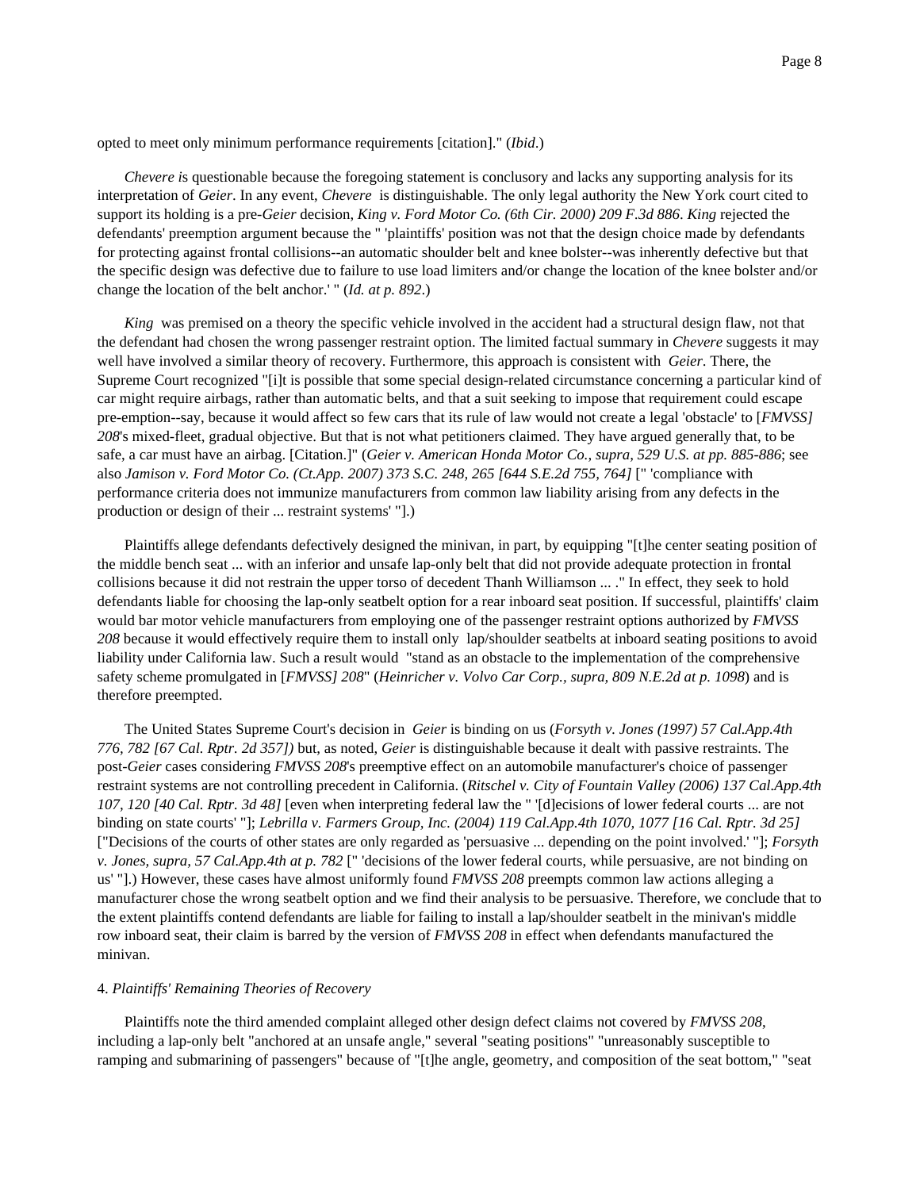opted to meet only minimum performance requirements [citation]." (*Ibid*.)

*Chevere i*s questionable because the foregoing statement is conclusory and lacks any supporting analysis for its interpretation of *Geier*. In any event, *Chevere* is distinguishable. The only legal authority the New York court cited to support its holding is a pre-*Geier* decision, *King v. Ford Motor Co. (6th Cir. 2000) 209 F.3d 886*. *King* rejected the defendants' preemption argument because the " 'plaintiffs' position was not that the design choice made by defendants for protecting against frontal collisions--an automatic shoulder belt and knee bolster--was inherently defective but that the specific design was defective due to failure to use load limiters and/or change the location of the knee bolster and/or change the location of the belt anchor.' " (*Id. at p. 892*.)

*King* was premised on a theory the specific vehicle involved in the accident had a structural design flaw, not that the defendant had chosen the wrong passenger restraint option. The limited factual summary in *Chevere* suggests it may well have involved a similar theory of recovery. Furthermore, this approach is consistent with *Geier*. There, the Supreme Court recognized "[i]t is possible that some special design-related circumstance concerning a particular kind of car might require airbags, rather than automatic belts, and that a suit seeking to impose that requirement could escape pre-emption--say, because it would affect so few cars that its rule of law would not create a legal 'obstacle' to [*FMVSS] 208*'s mixed-fleet, gradual objective. But that is not what petitioners claimed. They have argued generally that, to be safe, a car must have an airbag. [Citation.]" (*Geier v. American Honda Motor Co., supra, 529 U.S. at pp. 885-886*; see also *Jamison v. Ford Motor Co. (Ct.App. 2007) 373 S.C. 248, 265 [644 S.E.2d 755, 764]* [" 'compliance with performance criteria does not immunize manufacturers from common law liability arising from any defects in the production or design of their ... restraint systems' "].)

Plaintiffs allege defendants defectively designed the minivan, in part, by equipping "[t]he center seating position of the middle bench seat ... with an inferior and unsafe lap-only belt that did not provide adequate protection in frontal collisions because it did not restrain the upper torso of decedent Thanh Williamson ... ." In effect, they seek to hold defendants liable for choosing the lap-only seatbelt option for a rear inboard seat position. If successful, plaintiffs' claim would bar motor vehicle manufacturers from employing one of the passenger restraint options authorized by *FMVSS 208* because it would effectively require them to install only lap/shoulder seatbelts at inboard seating positions to avoid liability under California law. Such a result would "stand as an obstacle to the implementation of the comprehensive safety scheme promulgated in [*FMVSS] 208*" (*Heinricher v. Volvo Car Corp., supra, 809 N.E.2d at p. 1098*) and is therefore preempted.

The United States Supreme Court's decision in *Geier* is binding on us (*Forsyth v. Jones (1997) 57 Cal.App.4th 776, 782 [67 Cal. Rptr. 2d 357])* but, as noted, *Geier* is distinguishable because it dealt with passive restraints. The post-*Geier* cases considering *FMVSS 208*'s preemptive effect on an automobile manufacturer's choice of passenger restraint systems are not controlling precedent in California. (*Ritschel v. City of Fountain Valley (2006) 137 Cal.App.4th 107, 120 [40 Cal. Rptr. 3d 48]* [even when interpreting federal law the " '[d]ecisions of lower federal courts ... are not binding on state courts' "]; *Lebrilla v. Farmers Group, Inc. (2004) 119 Cal.App.4th 1070, 1077 [16 Cal. Rptr. 3d 25]* ["Decisions of the courts of other states are only regarded as 'persuasive ... depending on the point involved.' "]; *Forsyth v. Jones, supra, 57 Cal.App.4th at p. 782* [" 'decisions of the lower federal courts, while persuasive, are not binding on us' "].) However, these cases have almost uniformly found *FMVSS 208* preempts common law actions alleging a manufacturer chose the wrong seatbelt option and we find their analysis to be persuasive. Therefore, we conclude that to the extent plaintiffs contend defendants are liable for failing to install a lap/shoulder seatbelt in the minivan's middle row inboard seat, their claim is barred by the version of *FMVSS 208* in effect when defendants manufactured the minivan.

4. *Plaintiffs' Remaining Theories of Recovery*

Plaintiffs note the third amended complaint alleged other design defect claims not covered by *FMVSS 208*, including a lap-only belt "anchored at an unsafe angle," several "seating positions" "unreasonably susceptible to ramping and submarining of passengers" because of "[t]he angle, geometry, and composition of the seat bottom," "seat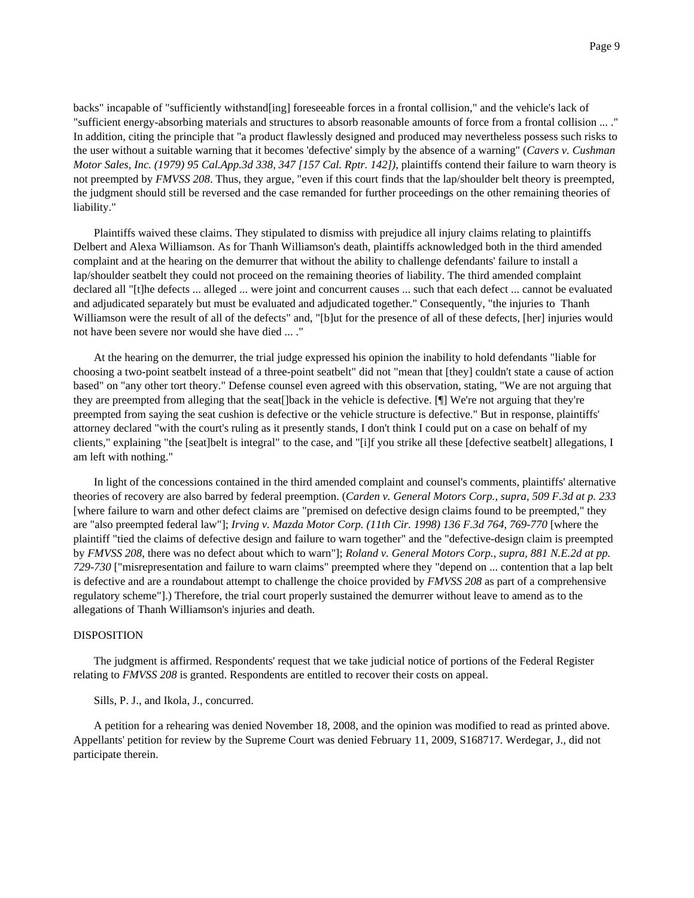backs" incapable of "sufficiently withstand[ing] foreseeable forces in a frontal collision," and the vehicle's lack of "sufficient energy-absorbing materials and structures to absorb reasonable amounts of force from a frontal collision ... ." In addition, citing the principle that "a product flawlessly designed and produced may nevertheless possess such risks to the user without a suitable warning that it becomes 'defective' simply by the absence of a warning" (*Cavers v. Cushman Motor Sales, Inc. (1979) 95 Cal.App.3d 338, 347 [157 Cal. Rptr. 142])*, plaintiffs contend their failure to warn theory is not preempted by *FMVSS 208*. Thus, they argue, "even if this court finds that the lap/shoulder belt theory is preempted, the judgment should still be reversed and the case remanded for further proceedings on the other remaining theories of liability."

Plaintiffs waived these claims. They stipulated to dismiss with prejudice all injury claims relating to plaintiffs Delbert and Alexa Williamson. As for Thanh Williamson's death, plaintiffs acknowledged both in the third amended complaint and at the hearing on the demurrer that without the ability to challenge defendants' failure to install a lap/shoulder seatbelt they could not proceed on the remaining theories of liability. The third amended complaint declared all "[t]he defects ... alleged ... were joint and concurrent causes ... such that each defect ... cannot be evaluated and adjudicated separately but must be evaluated and adjudicated together." Consequently, "the injuries to Thanh Williamson were the result of all of the defects" and, "[b]ut for the presence of all of these defects, [her] injuries would not have been severe nor would she have died ... ."

At the hearing on the demurrer, the trial judge expressed his opinion the inability to hold defendants "liable for choosing a two-point seatbelt instead of a three-point seatbelt" did not "mean that [they] couldn't state a cause of action based" on "any other tort theory." Defense counsel even agreed with this observation, stating, "We are not arguing that they are preempted from alleging that the seat[]back in the vehicle is defective. [¶] We're not arguing that they're preempted from saying the seat cushion is defective or the vehicle structure is defective." But in response, plaintiffs' attorney declared "with the court's ruling as it presently stands, I don't think I could put on a case on behalf of my clients," explaining "the [seat]belt is integral" to the case, and "[i]f you strike all these [defective seatbelt] allegations, I am left with nothing."

In light of the concessions contained in the third amended complaint and counsel's comments, plaintiffs' alternative theories of recovery are also barred by federal preemption. (*Carden v. General Motors Corp., supra, 509 F.3d at p. 233* [where failure to warn and other defect claims are "premised on defective design claims found to be preempted," they are "also preempted federal law"]; *Irving v. Mazda Motor Corp. (11th Cir. 1998) 136 F.3d 764, 769-770* [where the plaintiff "tied the claims of defective design and failure to warn together" and the "defective-design claim is preempted by *FMVSS 208*, there was no defect about which to warn"]; *Roland v. General Motors Corp., supra, 881 N.E.2d at pp. 729-730* ["misrepresentation and failure to warn claims" preempted where they "depend on ... contention that a lap belt is defective and are a roundabout attempt to challenge the choice provided by *FMVSS 208* as part of a comprehensive regulatory scheme"].) Therefore, the trial court properly sustained the demurrer without leave to amend as to the allegations of Thanh Williamson's injuries and death.

DISPOSITION

The judgment is affirmed. Respondents' request that we take judicial notice of portions of the Federal Register relating to *FMVSS 208* is granted. Respondents are entitled to recover their costs on appeal.

Sills, P. J., and Ikola, J., concurred.

A petition for a rehearing was denied November 18, 2008, and the opinion was modified to read as printed above. Appellants' petition for review by the Supreme Court was denied February 11, 2009, S168717. Werdegar, J., did not participate therein.